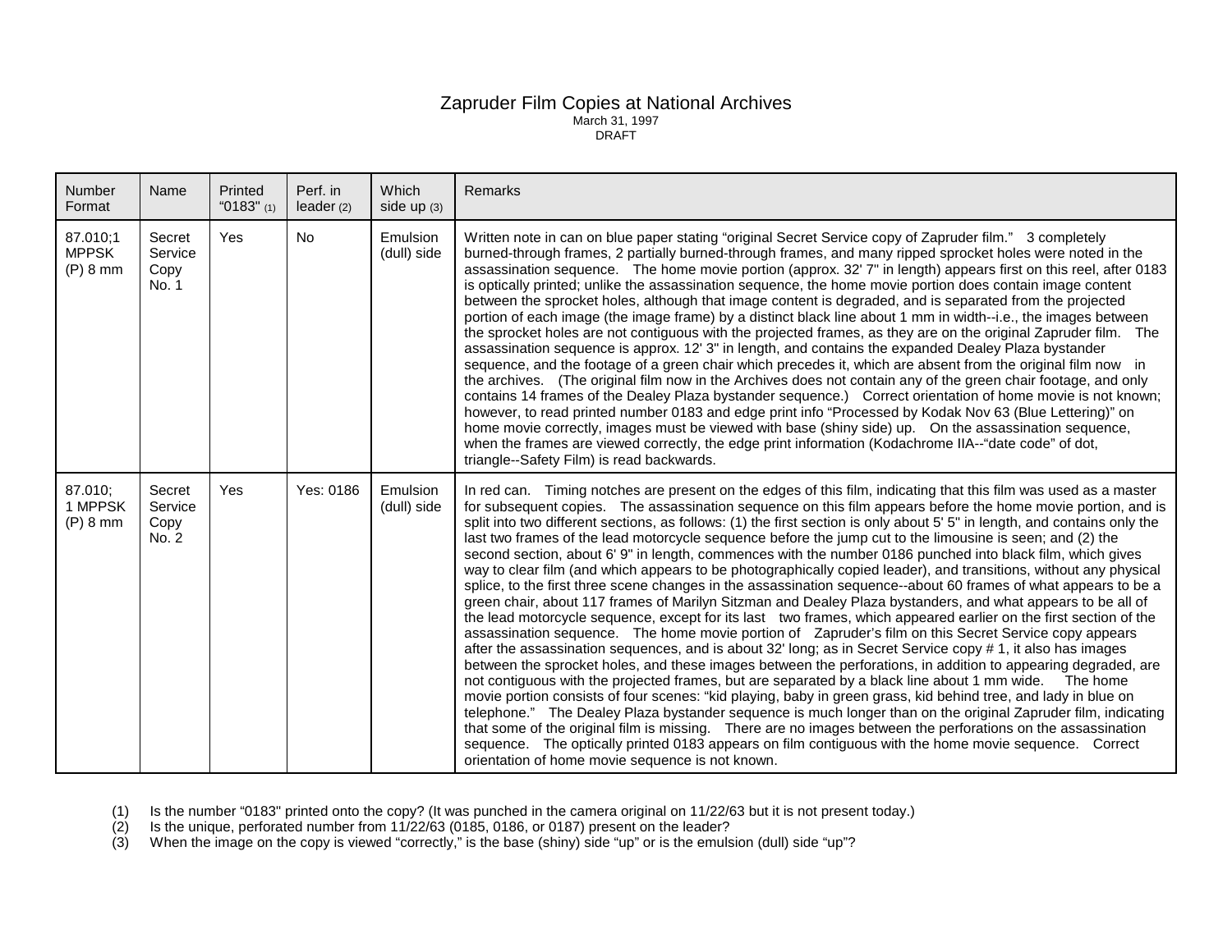# Zapruder Film Copies at National Archives

March 31, 1997

DRAFT

| Number Format | Name | Printed "0183" (1) | Perf. in leader (2) | Which side up (3) | Remarks |
|---|---|---|---|---|---|
| 87.010;1 MPPSK (P) 8 mm | Secret Service Copy No. 1 | Yes | No | Emulsion (dull) side | Written note in can on blue paper stating "original Secret Service copy of Zapruder film." 3 completely burned-through frames, 2 partially burned-through frames, and many ripped sprocket holes were noted in the assassination sequence. The home movie portion (approx. 32' 7" in length) appears first on this reel, after 0183 is optically printed; unlike the assassination sequence, the home movie portion does contain image content between the sprocket holes, although that image content is degraded, and is separated from the projected portion of each image (the image frame) by a distinct black line about 1 mm in width--i.e., the images between the sprocket holes are not contiguous with the projected frames, as they are on the original Zapruder film. The assassination sequence is approx. 12' 3" in length, and contains the expanded Dealey Plaza bystander sequence, and the footage of a green chair which precedes it, which are absent from the original film now in the archives. (The original film now in the Archives does not contain any of the green chair footage, and only contains 14 frames of the Dealey Plaza bystander sequence.) Correct orientation of home movie is not known; however, to read printed number 0183 and edge print info "Processed by Kodak Nov 63 (Blue Lettering)" on home movie correctly, images must be viewed with base (shiny side) up. On the assassination sequence, when the frames are viewed correctly, the edge print information (Kodachrome IIA--"date code" of dot, triangle--Safety Film) is read backwards. |
| 87.010; 1 MPPSK (P) 8 mm | Secret Service Copy No. 2 | Yes | Yes: 0186 | Emulsion (dull) side | In red can. Timing notches are present on the edges of this film, indicating that this film was used as a master for subsequent copies. The assassination sequence on this film appears before the home movie portion, and is split into two different sections, as follows: (1) the first section is only about 5' 5" in length, and contains only the last two frames of the lead motorcycle sequence before the jump cut to the limousine is seen; and (2) the second section, about 6' 9" in length, commences with the number 0186 punched into black film, which gives way to clear film (and which appears to be photographically copied leader), and transitions, without any physical splice, to the first three scene changes in the assassination sequence--about 60 frames of what appears to be a green chair, about 117 frames of Marilyn Sitzman and Dealey Plaza bystanders, and what appears to be all of the lead motorcycle sequence, except for its last two frames, which appeared earlier on the first section of the assassination sequence. The home movie portion of Zapruder's film on this Secret Service copy appears after the assassination sequences, and is about 32' long; as in Secret Service copy # 1, it also has images between the sprocket holes, and these images between the perforations, in addition to appearing degraded, are not contiguous with the projected frames, but are separated by a black line about 1 mm wide. The home movie portion consists of four scenes: "kid playing, baby in green grass, kid behind tree, and lady in blue on telephone." The Dealey Plaza bystander sequence is much longer than on the original Zapruder film, indicating that some of the original film is missing. There are no images between the perforations on the assassination sequence. The optically printed 0183 appears on film contiguous with the home movie sequence. Correct orientation of home movie sequence is not known. |

(1) Is the number "0183" printed onto the copy? (It was punched in the camera original on 11/22/63 but it is not present today.)
(2) Is the unique, perforated number from 11/22/63 (0185, 0186, or 0187) present on the leader?
(3) When the image on the copy is viewed "correctly," is the base (shiny) side "up" or is the emulsion (dull) side "up"?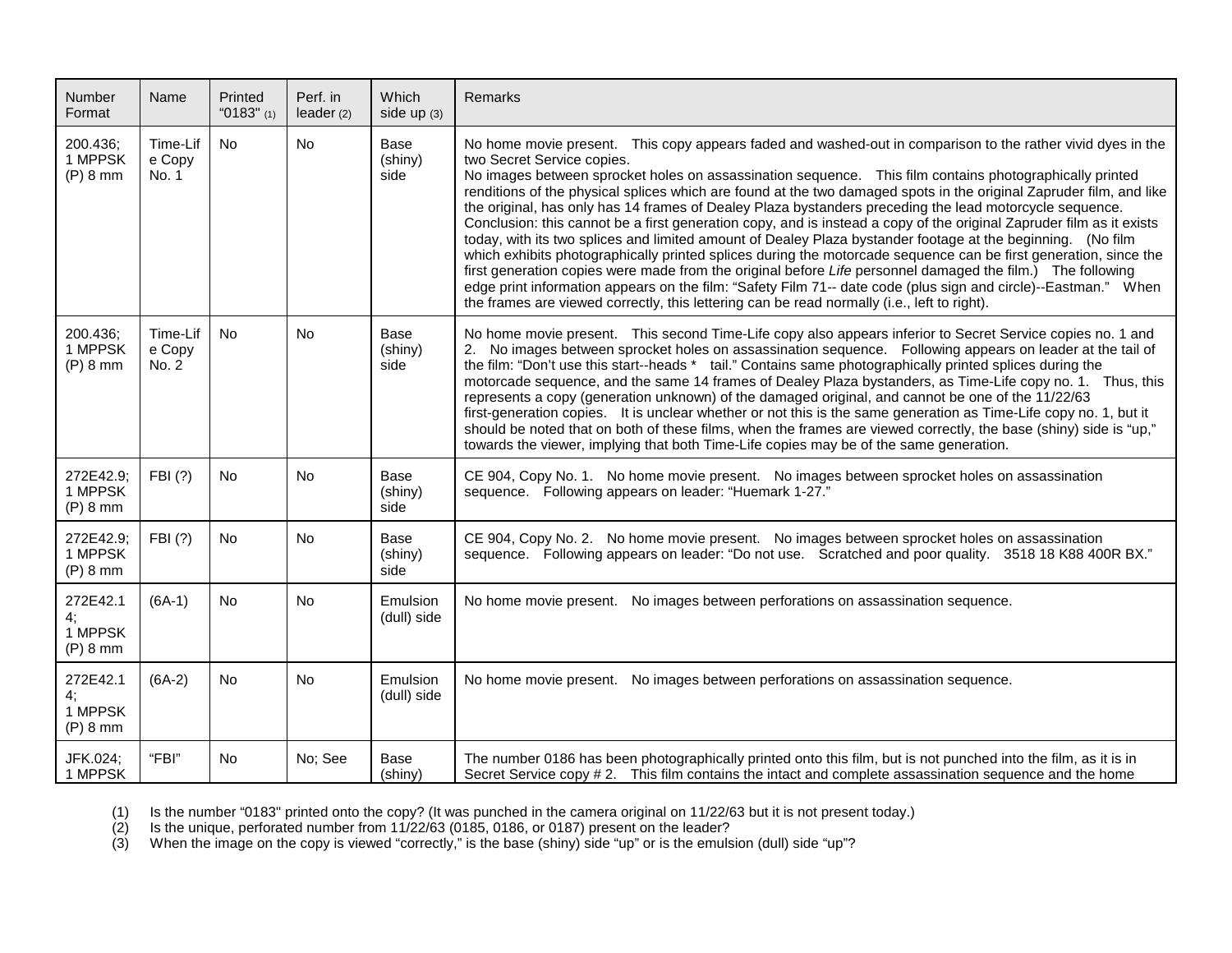| Number Format | Name | Printed "0183" (1) | Perf. in leader (2) | Which side up (3) | Remarks |
|---|---|---|---|---|---|
| 200.436; 1 MPPSK (P) 8 mm | Time-Life Copy No. 1 | No | No | Base (shiny) side | No home movie present. This copy appears faded and washed-out in comparison to the rather vivid dyes in the two Secret Service copies. No images between sprocket holes on assassination sequence. This film contains photographically printed renditions of the physical splices which are found at the two damaged spots in the original Zapruder film, and like the original, has only has 14 frames of Dealey Plaza bystanders preceding the lead motorcycle sequence. Conclusion: this cannot be a first generation copy, and is instead a copy of the original Zapruder film as it exists today, with its two splices and limited amount of Dealey Plaza bystander footage at the beginning. (No film which exhibits photographically printed splices during the motorcade sequence can be first generation, since the first generation copies were made from the original before *Life* personnel damaged the film.) The following edge print information appears on the film: "Safety Film 71-- date code (plus sign and circle)--Eastman." When the frames are viewed correctly, this lettering can be read normally (i.e., left to right). |
| 200.436; 1 MPPSK (P) 8 mm | Time-Life Copy No. 2 | No | No | Base (shiny) side | No home movie present. This second Time-Life copy also appears inferior to Secret Service copies no. 1 and 2. No images between sprocket holes on assassination sequence. Following appears on leader at the tail of the film: "Don't use this start--heads * tail." Contains same photographically printed splices during the motorcade sequence, and the same 14 frames of Dealey Plaza bystanders, as Time-Life copy no. 1. Thus, this represents a copy (generation unknown) of the damaged original, and cannot be one of the 11/22/63 first-generation copies. It is unclear whether or not this is the same generation as Time-Life copy no. 1, but it should be noted that on both of these films, when the frames are viewed correctly, the base (shiny) side is "up," towards the viewer, implying that both Time-Life copies may be of the same generation. |
| 272E42.9; 1 MPPSK (P) 8 mm | FBI (?) | No | No | Base (shiny) side | CE 904, Copy No. 1. No home movie present. No images between sprocket holes on assassination sequence. Following appears on leader: "Huemark 1-27." |
| 272E42.9; 1 MPPSK (P) 8 mm | FBI (?) | No | No | Base (shiny) side | CE 904, Copy No. 2. No home movie present. No images between sprocket holes on assassination sequence. Following appears on leader: "Do not use. Scratched and poor quality. 3518 18 K88 400R BX." |
| 272E42.14; 1 MPPSK (P) 8 mm | (6A-1) | No | No | Emulsion (dull) side | No home movie present. No images between perforations on assassination sequence. |
| 272E42.14; 1 MPPSK (P) 8 mm | (6A-2) | No | No | Emulsion (dull) side | No home movie present. No images between perforations on assassination sequence. |
| JFK.024; 1 MPPSK | "FBI" | No | No; See | Base (shiny) | The number 0186 has been photographically printed onto this film, but is not punched into the film, as it is in Secret Service copy # 2. This film contains the intact and complete assassination sequence and the home |

(1) Is the number "0183" printed onto the copy? (It was punched in the camera original on 11/22/63 but it is not present today.)
(2) Is the unique, perforated number from 11/22/63 (0185, 0186, or 0187) present on the leader?
(3) When the image on the copy is viewed "correctly," is the base (shiny) side "up" or is the emulsion (dull) side "up"?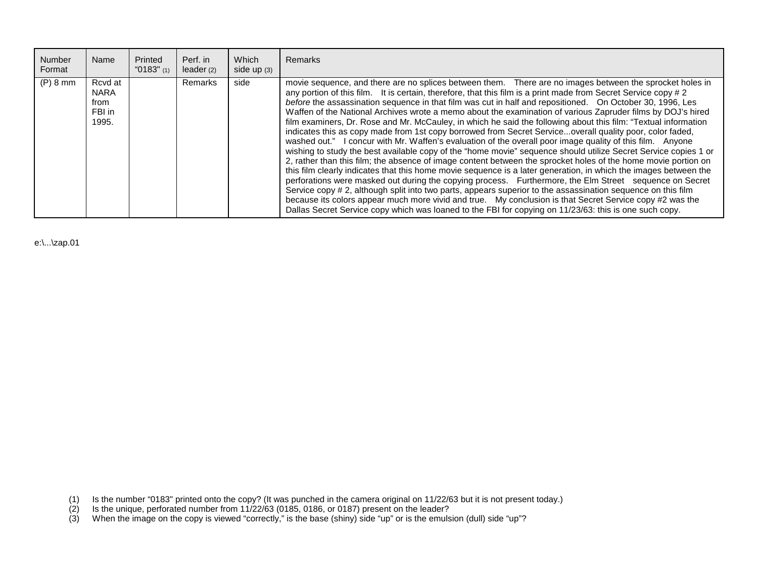| Number Format | Name | Printed "0183" (1) | Perf. in leader (2) | Which side up (3) | Remarks |
|---|---|---|---|---|---|
| (P) 8 mm | Rcvd at NARA from FBI in 1995. | | Remarks | side | movie sequence, and there are no splices between them. There are no images between the sprocket holes in any portion of this film. It is certain, therefore, that this film is a print made from Secret Service copy # 2 *before* the assassination sequence in that film was cut in half and repositioned. On October 30, 1996, Les Waffen of the National Archives wrote a memo about the examination of various Zapruder films by DOJ's hired film examiners, Dr. Rose and Mr. McCauley, in which he said the following about this film: "Textual information indicates this as copy made from 1st copy borrowed from Secret Service...overall quality poor, color faded, washed out." I concur with Mr. Waffen's evaluation of the overall poor image quality of this film. Anyone wishing to study the best available copy of the "home movie" sequence should utilize Secret Service copies 1 or 2, rather than this film; the absence of image content between the sprocket holes of the home movie portion on this film clearly indicates that this home movie sequence is a later generation, in which the images between the perforations were masked out during the copying process. Furthermore, the Elm Street sequence on Secret Service copy # 2, although split into two parts, appears superior to the assassination sequence on this film because its colors appear much more vivid and true. My conclusion is that Secret Service copy #2 was the Dallas Secret Service copy which was loaned to the FBI for copying on 11/23/63: this is one such copy. |

e:\...\zap.01

(1) Is the number "0183" printed onto the copy? (It was punched in the camera original on 11/22/63 but it is not present today.)
(2) Is the unique, perforated number from 11/22/63 (0185, 0186, or 0187) present on the leader?
(3) When the image on the copy is viewed "correctly," is the base (shiny) side "up" or is the emulsion (dull) side "up"?